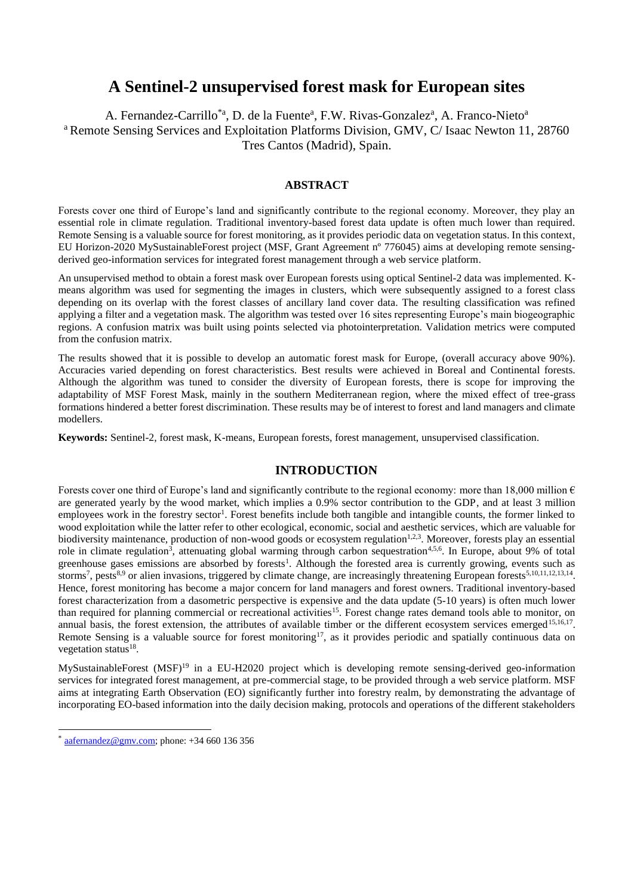# A Sentinel-2 unsupervised forest mask for European sites

A. Fernandez-Carrillo[*a], D. de la Fuente[a], F.W. Rivas-Gonzalez[a], A. Franco-Nieto[a]

[a] Remote Sensing Services and Exploitation Platforms Division, GMV, C/ Isaac Newton 11, 28760 Tres Cantos (Madrid), Spain.

## ABSTRACT

Forests cover one third of Europe's land and significantly contribute to the regional economy. Moreover, they play an essential role in climate regulation. Traditional inventory-based forest data update is often much lower than required. Remote Sensing is a valuable source for forest monitoring, as it provides periodic data on vegetation status. In this context, EU Horizon-2020 MySustainableForest project (MSF, Grant Agreement nº 776045) aims at developing remote sensing-derived geo-information services for integrated forest management through a web service platform.

An unsupervised method to obtain a forest mask over European forests using optical Sentinel-2 data was implemented. K-means algorithm was used for segmenting the images in clusters, which were subsequently assigned to a forest class depending on its overlap with the forest classes of ancillary land cover data. The resulting classification was refined applying a filter and a vegetation mask. The algorithm was tested over 16 sites representing Europe's main biogeographic regions. A confusion matrix was built using points selected via photointerpretation. Validation metrics were computed from the confusion matrix.

The results showed that it is possible to develop an automatic forest mask for Europe, (overall accuracy above 90%). Accuracies varied depending on forest characteristics. Best results were achieved in Boreal and Continental forests. Although the algorithm was tuned to consider the diversity of European forests, there is scope for improving the adaptability of MSF Forest Mask, mainly in the southern Mediterranean region, where the mixed effect of tree-grass formations hindered a better forest discrimination. These results may be of interest to forest and land managers and climate modellers.

**Keywords:** Sentinel-2, forest mask, K-means, European forests, forest management, unsupervised classification.

## INTRODUCTION

Forests cover one third of Europe's land and significantly contribute to the regional economy: more than 18,000 million € are generated yearly by the wood market, which implies a 0.9% sector contribution to the GDP, and at least 3 million employees work in the forestry sector[1]. Forest benefits include both tangible and intangible counts, the former linked to wood exploitation while the latter refer to other ecological, economic, social and aesthetic services, which are valuable for biodiversity maintenance, production of non-wood goods or ecosystem regulation[1,2,3]. Moreover, forests play an essential role in climate regulation[3], attenuating global warming through carbon sequestration[4,5,6]. In Europe, about 9% of total greenhouse gases emissions are absorbed by forests[1]. Although the forested area is currently growing, events such as storms[7], pests[8,9] or alien invasions, triggered by climate change, are increasingly threatening European forests[5,10,11,12,13,14]. Hence, forest monitoring has become a major concern for land managers and forest owners. Traditional inventory-based forest characterization from a dasometric perspective is expensive and the data update (5-10 years) is often much lower than required for planning commercial or recreational activities[15]. Forest change rates demand tools able to monitor, on annual basis, the forest extension, the attributes of available timber or the different ecosystem services emerged[15,16,17]. Remote Sensing is a valuable source for forest monitoring[17], as it provides periodic and spatially continuous data on vegetation status[18].

MySustainableForest (MSF)[19] in a EU-H2020 project which is developing remote sensing-derived geo-information services for integrated forest management, at pre-commercial stage, to be provided through a web service platform. MSF aims at integrating Earth Observation (EO) significantly further into forestry realm, by demonstrating the advantage of incorporating EO-based information into the daily decision making, protocols and operations of the different stakeholders

[*] aafernandez@gmv.com; phone: +34 660 136 356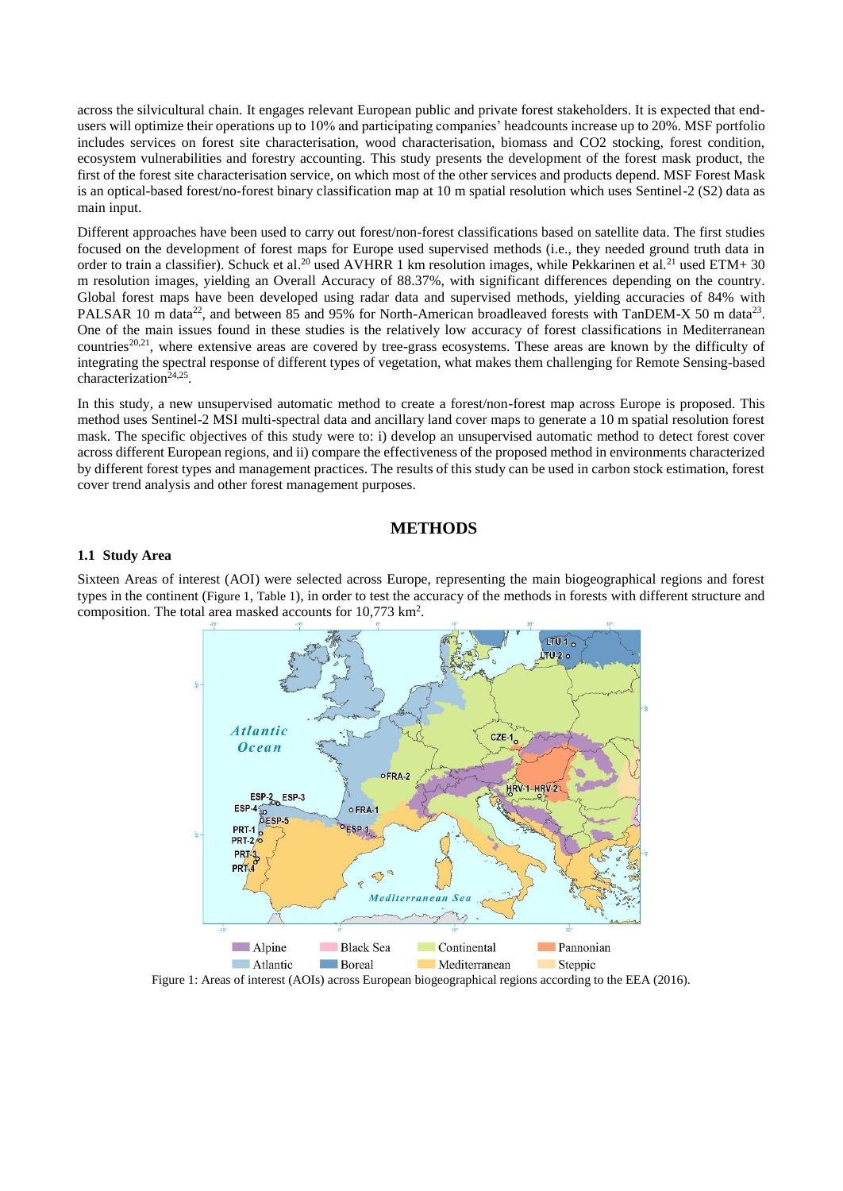across the silvicultural chain. It engages relevant European public and private forest stakeholders. It is expected that end-users will optimize their operations up to 10% and participating companies' headcounts increase up to 20%. MSF portfolio includes services on forest site characterisation, wood characterisation, biomass and CO2 stocking, forest condition, ecosystem vulnerabilities and forestry accounting. This study presents the development of the forest mask product, the first of the forest site characterisation service, on which most of the other services and products depend. MSF Forest Mask is an optical-based forest/no-forest binary classification map at 10 m spatial resolution which uses Sentinel-2 (S2) data as main input.

Different approaches have been used to carry out forest/non-forest classifications based on satellite data. The first studies focused on the development of forest maps for Europe used supervised methods (i.e., they needed ground truth data in order to train a classifier). Schuck et al.[20] used AVHRR 1 km resolution images, while Pekkarinen et al.[21] used ETM+ 30 m resolution images, yielding an Overall Accuracy of 88.37%, with significant differences depending on the country. Global forest maps have been developed using radar data and supervised methods, yielding accuracies of 84% with PALSAR 10 m data[22], and between 85 and 95% for North-American broadleaved forests with TanDEM-X 50 m data[23]. One of the main issues found in these studies is the relatively low accuracy of forest classifications in Mediterranean countries[20,21], where extensive areas are covered by tree-grass ecosystems. These areas are known by the difficulty of integrating the spectral response of different types of vegetation, what makes them challenging for Remote Sensing-based characterization[24,25].

In this study, a new unsupervised automatic method to create a forest/non-forest map across Europe is proposed. This method uses Sentinel-2 MSI multi-spectral data and ancillary land cover maps to generate a 10 m spatial resolution forest mask. The specific objectives of this study were to: i) develop an unsupervised automatic method to detect forest cover across different European regions, and ii) compare the effectiveness of the proposed method in environments characterized by different forest types and management practices. The results of this study can be used in carbon stock estimation, forest cover trend analysis and other forest management purposes.

# METHODS

## 1.1 Study Area

Sixteen Areas of interest (AOI) were selected across Europe, representing the main biogeographical regions and forest types in the continent (Figure 1, Table 1), in order to test the accuracy of the methods in forests with different structure and composition. The total area masked accounts for 10,773 km$^2$.

Figure 1: Areas of interest (AOIs) across European biogeographical regions according to the EEA (2016).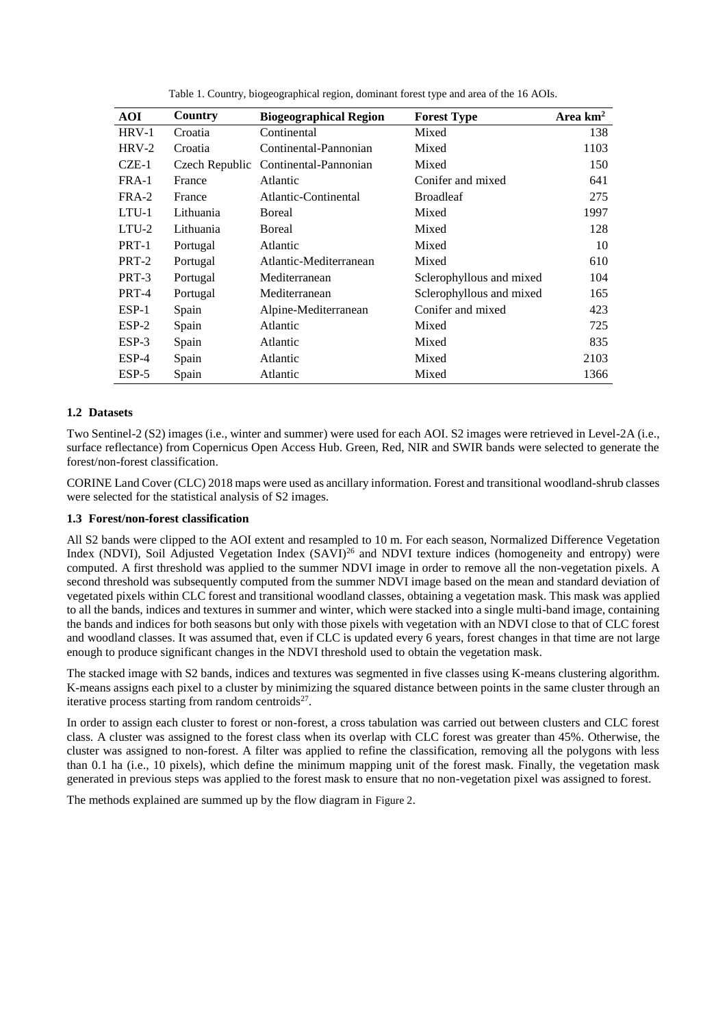Table 1. Country, biogeographical region, dominant forest type and area of the 16 AOIs.

| AOI | Country | Biogeographical Region | Forest Type | Area $km^2$ |
|---|---|---|---|---|
| HRV-1 | Croatia | Continental | Mixed | 138 |
| HRV-2 | Croatia | Continental-Pannonian | Mixed | 1103 |
| CZE-1 | Czech Republic | Continental-Pannonian | Mixed | 150 |
| FRA-1 | France | Atlantic | Conifer and mixed | 641 |
| FRA-2 | France | Atlantic-Continental | Broadleaf | 275 |
| LTU-1 | Lithuania | Boreal | Mixed | 1997 |
| LTU-2 | Lithuania | Boreal | Mixed | 128 |
| PRT-1 | Portugal | Atlantic | Mixed | 10 |
| PRT-2 | Portugal | Atlantic-Mediterranean | Mixed | 610 |
| PRT-3 | Portugal | Mediterranean | Sclerophyllous and mixed | 104 |
| PRT-4 | Portugal | Mediterranean | Sclerophyllous and mixed | 165 |
| ESP-1 | Spain | Alpine-Mediterranean | Conifer and mixed | 423 |
| ESP-2 | Spain | Atlantic | Mixed | 725 |
| ESP-3 | Spain | Atlantic | Mixed | 835 |
| ESP-4 | Spain | Atlantic | Mixed | 2103 |
| ESP-5 | Spain | Atlantic | Mixed | 1366 |

### 1.2 Datasets

Two Sentinel-2 (S2) images (i.e., winter and summer) were used for each AOI. S2 images were retrieved in Level-2A (i.e., surface reflectance) from Copernicus Open Access Hub. Green, Red, NIR and SWIR bands were selected to generate the forest/non-forest classification.

CORINE Land Cover (CLC) 2018 maps were used as ancillary information. Forest and transitional woodland-shrub classes were selected for the statistical analysis of S2 images.

### 1.3 Forest/non-forest classification

All S2 bands were clipped to the AOI extent and resampled to 10 m. For each season, Normalized Difference Vegetation Index (NDVI), Soil Adjusted Vegetation Index (SAVI)[26] and NDVI texture indices (homogeneity and entropy) were computed. A first threshold was applied to the summer NDVI image in order to remove all the non-vegetation pixels. A second threshold was subsequently computed from the summer NDVI image based on the mean and standard deviation of vegetated pixels within CLC forest and transitional woodland classes, obtaining a vegetation mask. This mask was applied to all the bands, indices and textures in summer and winter, which were stacked into a single multi-band image, containing the bands and indices for both seasons but only with those pixels with vegetation with an NDVI close to that of CLC forest and woodland classes. It was assumed that, even if CLC is updated every 6 years, forest changes in that time are not large enough to produce significant changes in the NDVI threshold used to obtain the vegetation mask.

The stacked image with S2 bands, indices and textures was segmented in five classes using K-means clustering algorithm. K-means assigns each pixel to a cluster by minimizing the squared distance between points in the same cluster through an iterative process starting from random centroids[27].

In order to assign each cluster to forest or non-forest, a cross tabulation was carried out between clusters and CLC forest class. A cluster was assigned to the forest class when its overlap with CLC forest was greater than 45%. Otherwise, the cluster was assigned to non-forest. A filter was applied to refine the classification, removing all the polygons with less than 0.1 ha (i.e., 10 pixels), which define the minimum mapping unit of the forest mask. Finally, the vegetation mask generated in previous steps was applied to the forest mask to ensure that no non-vegetation pixel was assigned to forest.

The methods explained are summed up by the flow diagram in Figure 2.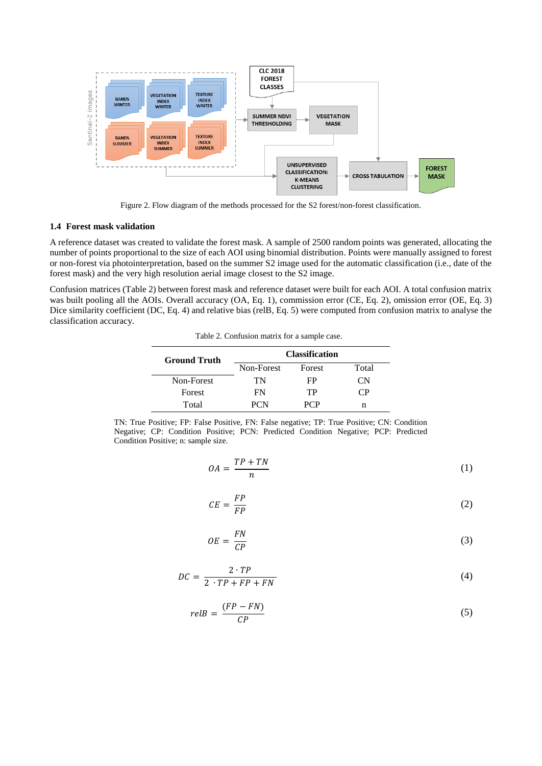Figure 2. Flow diagram of the methods processed for the S2 forest/non-forest classification.

### 1.4 Forest mask validation

A reference dataset was created to validate the forest mask. A sample of 2500 random points was generated, allocating the number of points proportional to the size of each AOI using binomial distribution. Points were manually assigned to forest or non-forest via photointerpretation, based on the summer S2 image used for the automatic classification (i.e., date of the forest mask) and the very high resolution aerial image closest to the S2 image.

Confusion matrices (Table 2) between forest mask and reference dataset were built for each AOI. A total confusion matrix was built pooling all the AOIs. Overall accuracy (OA, Eq. 1), commission error (CE, Eq. 2), omission error (OE, Eq. 3) Dice similarity coefficient (DC, Eq. 4) and relative bias (relB, Eq. 5) were computed from confusion matrix to analyse the classification accuracy.

Table 2. Confusion matrix for a sample case.

| **Ground Truth** | **Classification** | | |
|---|---|---|---|
| | Non-Forest | Forest | Total |
| Non-Forest | TN | FP | CN |
| Forest | FN | TP | CP |
| Total | PCN | PCP | n |

TN: True Positive; FP: False Positive, FN: False negative; TP: True Positive; CN: Condition Negative; CP: Condition Positive; PCN: Predicted Condition Negative; PCP: Predicted Condition Positive; n: sample size.

$$OA = \frac{TP + TN}{n} \tag{1}$$

$$CE = \frac{FP}{FP} \tag{2}$$

$$OE = \frac{FN}{CP} \tag{3}$$

$$DC = \frac{2 \cdot TP}{2 \cdot TP + FP + FN} \tag{4}$$

$$relB = \frac{(FP - FN)}{CP} \tag{5}$$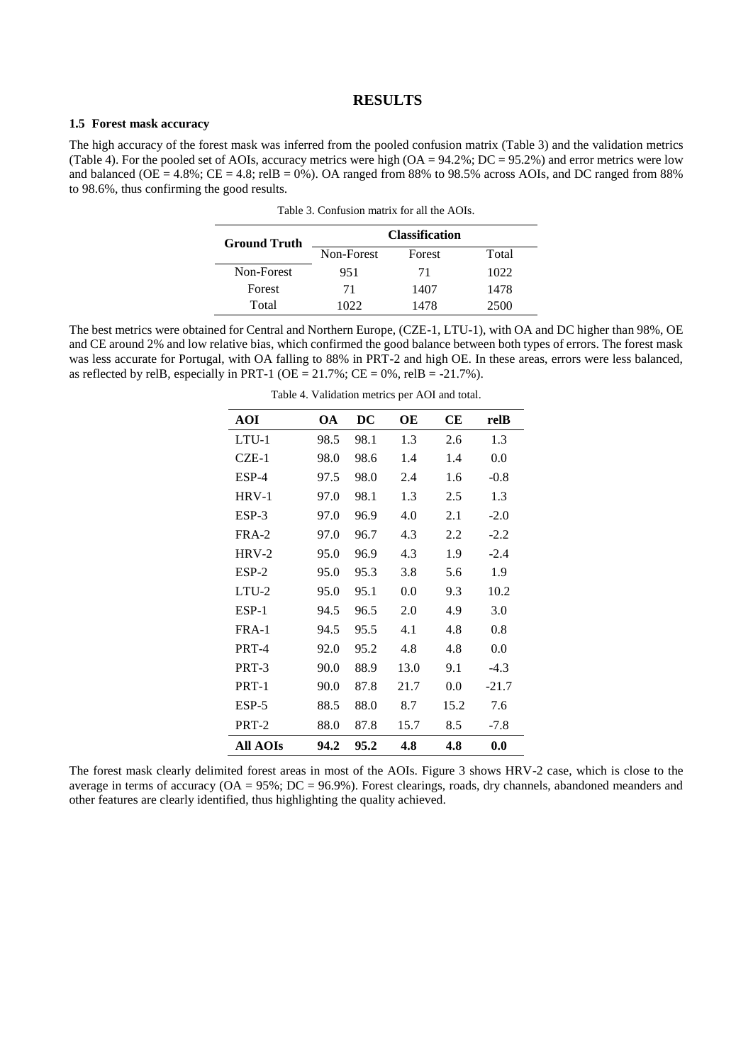# RESULTS

### 1.5 Forest mask accuracy

The high accuracy of the forest mask was inferred from the pooled confusion matrix (Table 3) and the validation metrics (Table 4). For the pooled set of AOIs, accuracy metrics were high (OA = 94.2%; DC = 95.2%) and error metrics were low and balanced (OE = 4.8%; CE = 4.8; relB = 0%). OA ranged from 88% to 98.5% across AOIs, and DC ranged from 88% to 98.6%, thus confirming the good results.

Table 3. Confusion matrix for all the AOIs.

| Ground Truth | Classification | | |
|---|---|---|---|
| | Non-Forest | Forest | Total |
| Non-Forest | 951 | 71 | 1022 |
| Forest | 71 | 1407 | 1478 |
| Total | 1022 | 1478 | 2500 |

The best metrics were obtained for Central and Northern Europe, (CZE-1, LTU-1), with OA and DC higher than 98%, OE and CE around 2% and low relative bias, which confirmed the good balance between both types of errors. The forest mask was less accurate for Portugal, with OA falling to 88% in PRT-2 and high OE. In these areas, errors were less balanced, as reflected by relB, especially in PRT-1 (OE = 21.7%; CE = 0%, relB = -21.7%).

Table 4. Validation metrics per AOI and total.

| AOI | OA | DC | OE | CE | relB |
|---|---|---|---|---|---|
| LTU-1 | 98.5 | 98.1 | 1.3 | 2.6 | 1.3 |
| CZE-1 | 98.0 | 98.6 | 1.4 | 1.4 | 0.0 |
| ESP-4 | 97.5 | 98.0 | 2.4 | 1.6 | -0.8 |
| HRV-1 | 97.0 | 98.1 | 1.3 | 2.5 | 1.3 |
| ESP-3 | 97.0 | 96.9 | 4.0 | 2.1 | -2.0 |
| FRA-2 | 97.0 | 96.7 | 4.3 | 2.2 | -2.2 |
| HRV-2 | 95.0 | 96.9 | 4.3 | 1.9 | -2.4 |
| ESP-2 | 95.0 | 95.3 | 3.8 | 5.6 | 1.9 |
| LTU-2 | 95.0 | 95.1 | 0.0 | 9.3 | 10.2 |
| ESP-1 | 94.5 | 96.5 | 2.0 | 4.9 | 3.0 |
| FRA-1 | 94.5 | 95.5 | 4.1 | 4.8 | 0.8 |
| PRT-4 | 92.0 | 95.2 | 4.8 | 4.8 | 0.0 |
| PRT-3 | 90.0 | 88.9 | 13.0 | 9.1 | -4.3 |
| PRT-1 | 90.0 | 87.8 | 21.7 | 0.0 | -21.7 |
| ESP-5 | 88.5 | 88.0 | 8.7 | 15.2 | 7.6 |
| PRT-2 | 88.0 | 87.8 | 15.7 | 8.5 | -7.8 |
| **All AOIs** | **94.2** | **95.2** | **4.8** | **4.8** | **0.0** |

The forest mask clearly delimited forest areas in most of the AOIs. Figure 3 shows HRV-2 case, which is close to the average in terms of accuracy (OA = 95%; DC = 96.9%). Forest clearings, roads, dry channels, abandoned meanders and other features are clearly identified, thus highlighting the quality achieved.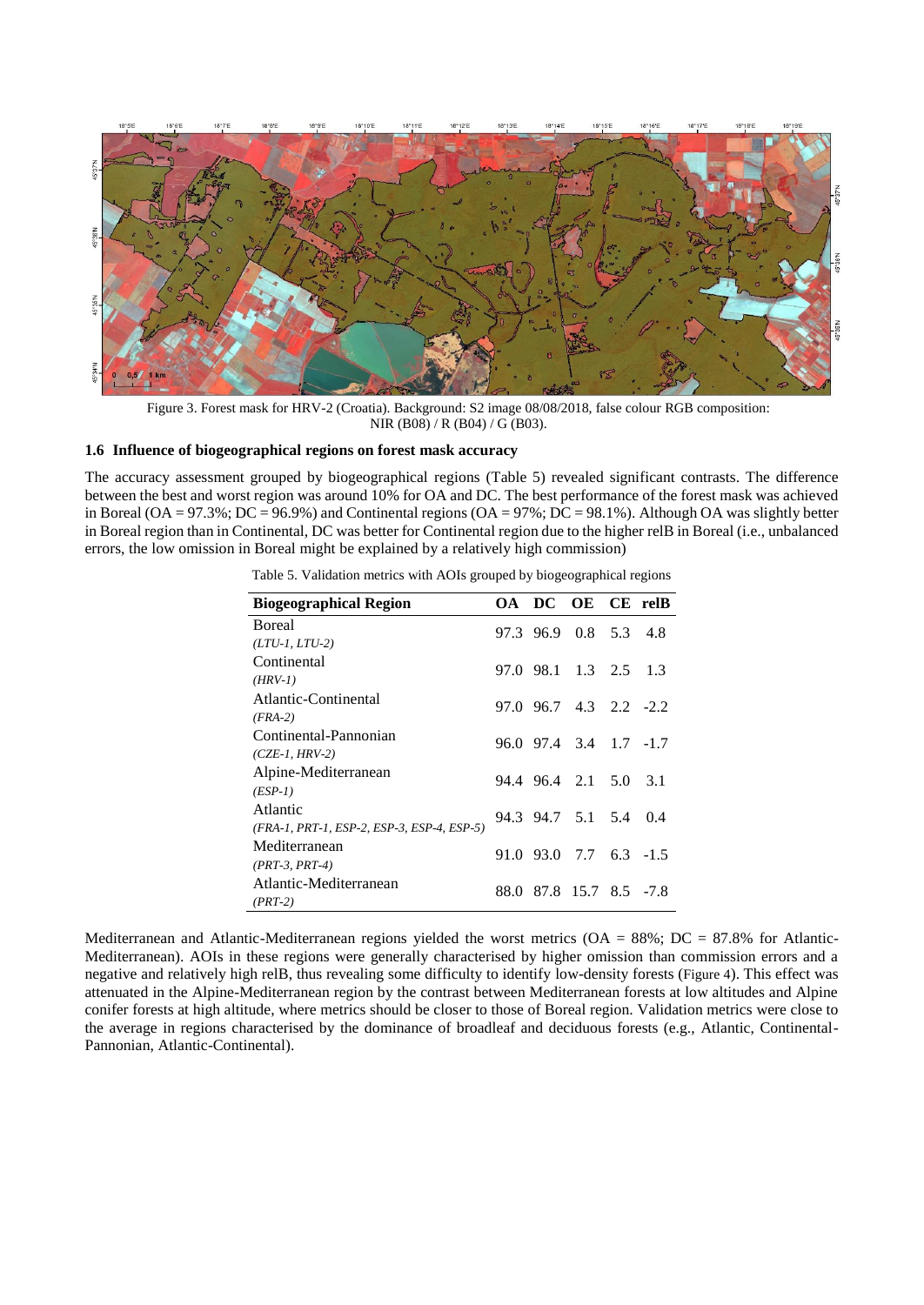Figure 3. Forest mask for HRV-2 (Croatia). Background: S2 image 08/08/2018, false colour RGB composition: NIR (B08) / R (B04) / G (B03).

### 1.6 Influence of biogeographical regions on forest mask accuracy

The accuracy assessment grouped by biogeographical regions (Table 5) revealed significant contrasts. The difference between the best and worst region was around 10% for OA and DC. The best performance of the forest mask was achieved in Boreal (OA = 97.3%; DC = 96.9%) and Continental regions (OA = 97%; DC = 98.1%). Although OA was slightly better in Boreal region than in Continental, DC was better for Continental region due to the higher relB in Boreal (i.e., unbalanced errors, the low omission in Boreal might be explained by a relatively high commission)

Table 5. Validation metrics with AOIs grouped by biogeographical regions

| Biogeographical Region | OA | DC | OE | CE | relB |
|---|---|---|---|---|---|
| Boreal *(LTU-1, LTU-2)* | 97.3 | 96.9 | 0.8 | 5.3 | 4.8 |
| Continental *(HRV-1)* | 97.0 | 98.1 | 1.3 | 2.5 | 1.3 |
| Atlantic-Continental *(FRA-2)* | 97.0 | 96.7 | 4.3 | 2.2 | -2.2 |
| Continental-Pannonian *(CZE-1, HRV-2)* | 96.0 | 97.4 | 3.4 | 1.7 | -1.7 |
| Alpine-Mediterranean *(ESP-1)* | 94.4 | 96.4 | 2.1 | 5.0 | 3.1 |
| Atlantic *(FRA-1, PRT-1, ESP-2, ESP-3, ESP-4, ESP-5)* | 94.3 | 94.7 | 5.1 | 5.4 | 0.4 |
| Mediterranean *(PRT-3, PRT-4)* | 91.0 | 93.0 | 7.7 | 6.3 | -1.5 |
| Atlantic-Mediterranean *(PRT-2)* | 88.0 | 87.8 | 15.7 | 8.5 | -7.8 |

Mediterranean and Atlantic-Mediterranean regions yielded the worst metrics (OA = 88%; DC = 87.8% for Atlantic-Mediterranean). AOIs in these regions were generally characterised by higher omission than commission errors and a negative and relatively high relB, thus revealing some difficulty to identify low-density forests (Figure 4). This effect was attenuated in the Alpine-Mediterranean region by the contrast between Mediterranean forests at low altitudes and Alpine conifer forests at high altitude, where metrics should be closer to those of Boreal region. Validation metrics were close to the average in regions characterised by the dominance of broadleaf and deciduous forests (e.g., Atlantic, Continental-Pannonian, Atlantic-Continental).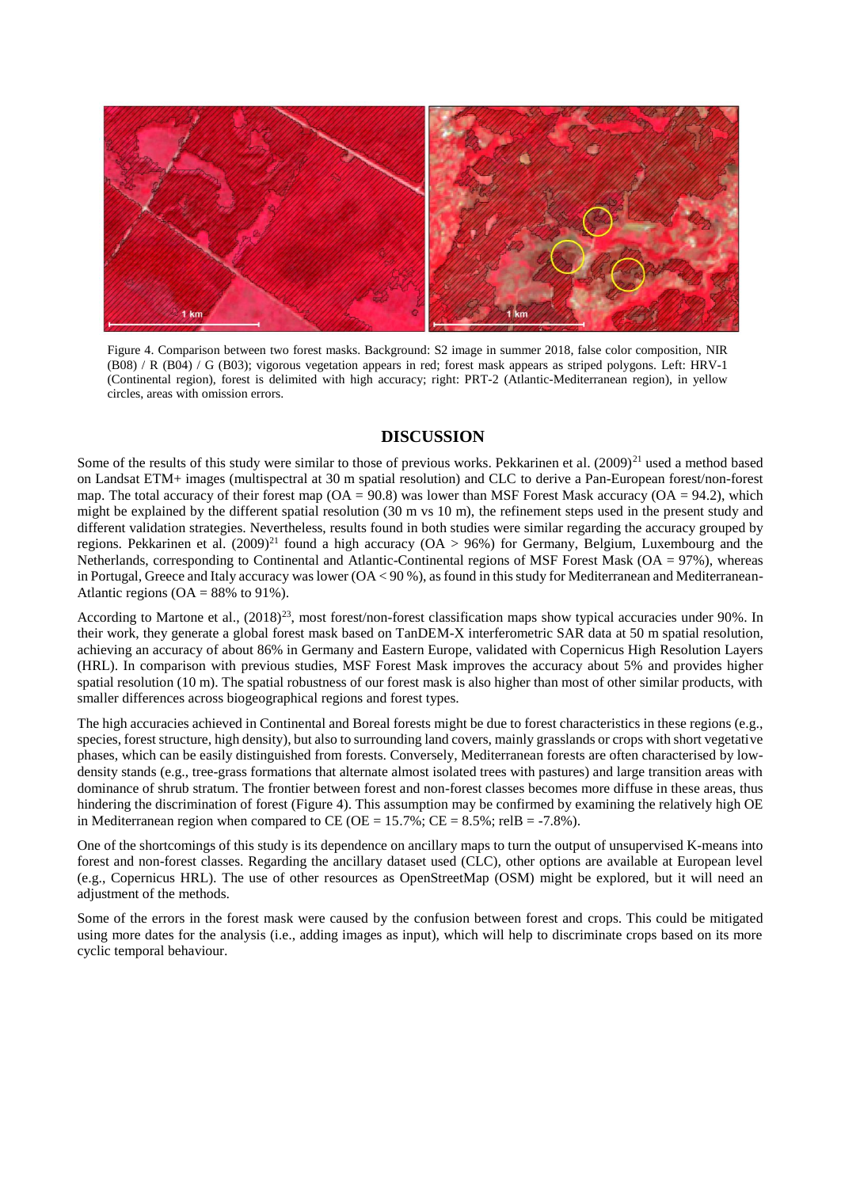Figure 4. Comparison between two forest masks. Background: S2 image in summer 2018, false color composition, NIR (B08) / R (B04) / G (B03); vigorous vegetation appears in red; forest mask appears as striped polygons. Left: HRV-1 (Continental region), forest is delimited with high accuracy; right: PRT-2 (Atlantic-Mediterranean region), in yellow circles, areas with omission errors.

## DISCUSSION

Some of the results of this study were similar to those of previous works. Pekkarinen et al. (2009)[21] used a method based on Landsat ETM+ images (multispectral at 30 m spatial resolution) and CLC to derive a Pan-European forest/non-forest map. The total accuracy of their forest map (OA = 90.8) was lower than MSF Forest Mask accuracy (OA = 94.2), which might be explained by the different spatial resolution (30 m vs 10 m), the refinement steps used in the present study and different validation strategies. Nevertheless, results found in both studies were similar regarding the accuracy grouped by regions. Pekkarinen et al. (2009)[21] found a high accuracy (OA > 96%) for Germany, Belgium, Luxembourg and the Netherlands, corresponding to Continental and Atlantic-Continental regions of MSF Forest Mask (OA = 97%), whereas in Portugal, Greece and Italy accuracy was lower (OA < 90 %), as found in this study for Mediterranean and Mediterranean-Atlantic regions (OA = 88% to 91%).

According to Martone et al., (2018)[23], most forest/non-forest classification maps show typical accuracies under 90%. In their work, they generate a global forest mask based on TanDEM-X interferometric SAR data at 50 m spatial resolution, achieving an accuracy of about 86% in Germany and Eastern Europe, validated with Copernicus High Resolution Layers (HRL). In comparison with previous studies, MSF Forest Mask improves the accuracy about 5% and provides higher spatial resolution (10 m). The spatial robustness of our forest mask is also higher than most of other similar products, with smaller differences across biogeographical regions and forest types.

The high accuracies achieved in Continental and Boreal forests might be due to forest characteristics in these regions (e.g., species, forest structure, high density), but also to surrounding land covers, mainly grasslands or crops with short vegetative phases, which can be easily distinguished from forests. Conversely, Mediterranean forests are often characterised by low-density stands (e.g., tree-grass formations that alternate almost isolated trees with pastures) and large transition areas with dominance of shrub stratum. The frontier between forest and non-forest classes becomes more diffuse in these areas, thus hindering the discrimination of forest (Figure 4). This assumption may be confirmed by examining the relatively high OE in Mediterranean region when compared to CE (OE = 15.7%; CE = 8.5%; relB = -7.8%).

One of the shortcomings of this study is its dependence on ancillary maps to turn the output of unsupervised K-means into forest and non-forest classes. Regarding the ancillary dataset used (CLC), other options are available at European level (e.g., Copernicus HRL). The use of other resources as OpenStreetMap (OSM) might be explored, but it will need an adjustment of the methods.

Some of the errors in the forest mask were caused by the confusion between forest and crops. This could be mitigated using more dates for the analysis (i.e., adding images as input), which will help to discriminate crops based on its more cyclic temporal behaviour.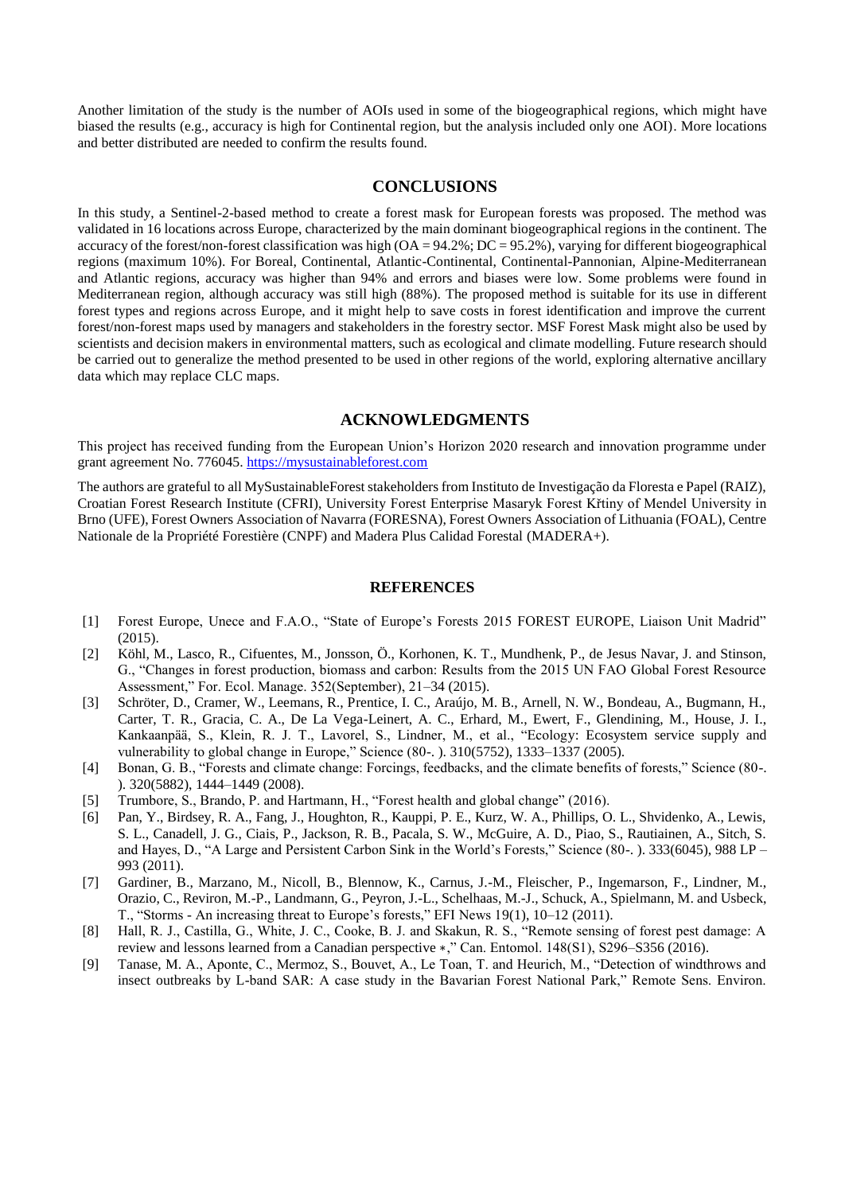Another limitation of the study is the number of AOIs used in some of the biogeographical regions, which might have biased the results (e.g., accuracy is high for Continental region, but the analysis included only one AOI). More locations and better distributed are needed to confirm the results found.

## CONCLUSIONS

In this study, a Sentinel-2-based method to create a forest mask for European forests was proposed. The method was validated in 16 locations across Europe, characterized by the main dominant biogeographical regions in the continent. The accuracy of the forest/non-forest classification was high (OA = 94.2%; DC = 95.2%), varying for different biogeographical regions (maximum 10%). For Boreal, Continental, Atlantic-Continental, Continental-Pannonian, Alpine-Mediterranean and Atlantic regions, accuracy was higher than 94% and errors and biases were low. Some problems were found in Mediterranean region, although accuracy was still high (88%). The proposed method is suitable for its use in different forest types and regions across Europe, and it might help to save costs in forest identification and improve the current forest/non-forest maps used by managers and stakeholders in the forestry sector. MSF Forest Mask might also be used by scientists and decision makers in environmental matters, such as ecological and climate modelling. Future research should be carried out to generalize the method presented to be used in other regions of the world, exploring alternative ancillary data which may replace CLC maps.

## ACKNOWLEDGMENTS

This project has received funding from the European Union's Horizon 2020 research and innovation programme under grant agreement No. 776045. https://mysustainableforest.com

The authors are grateful to all MySustainableForest stakeholders from Instituto de Investigação da Floresta e Papel (RAIZ), Croatian Forest Research Institute (CFRI), University Forest Enterprise Masaryk Forest Křtiny of Mendel University in Brno (UFE), Forest Owners Association of Navarra (FORESNA), Forest Owners Association of Lithuania (FOAL), Centre Nationale de la Propriété Forestière (CNPF) and Madera Plus Calidad Forestal (MADERA+).

## REFERENCES

[1] Forest Europe, Unece and F.A.O., "State of Europe's Forests 2015 FOREST EUROPE, Liaison Unit Madrid" (2015).

[2] Köhl, M., Lasco, R., Cifuentes, M., Jonsson, Ö., Korhonen, K. T., Mundhenk, P., de Jesus Navar, J. and Stinson, G., "Changes in forest production, biomass and carbon: Results from the 2015 UN FAO Global Forest Resource Assessment," For. Ecol. Manage. 352(September), 21–34 (2015).

[3] Schröter, D., Cramer, W., Leemans, R., Prentice, I. C., Araújo, M. B., Arnell, N. W., Bondeau, A., Bugmann, H., Carter, T. R., Gracia, C. A., De La Vega-Leinert, A. C., Erhard, M., Ewert, F., Glendining, M., House, J. I., Kankaanpää, S., Klein, R. J. T., Lavorel, S., Lindner, M., et al., "Ecology: Ecosystem service supply and vulnerability to global change in Europe," Science (80-. ). 310(5752), 1333–1337 (2005).

[4] Bonan, G. B., "Forests and climate change: Forcings, feedbacks, and the climate benefits of forests," Science (80-. ). 320(5882), 1444–1449 (2008).

[5] Trumbore, S., Brando, P. and Hartmann, H., "Forest health and global change" (2016).

[6] Pan, Y., Birdsey, R. A., Fang, J., Houghton, R., Kauppi, P. E., Kurz, W. A., Phillips, O. L., Shvidenko, A., Lewis, S. L., Canadell, J. G., Ciais, P., Jackson, R. B., Pacala, S. W., McGuire, A. D., Piao, S., Rautiainen, A., Sitch, S. and Hayes, D., "A Large and Persistent Carbon Sink in the World's Forests," Science (80-. ). 333(6045), 988 LP – 993 (2011).

[7] Gardiner, B., Marzano, M., Nicoll, B., Blennow, K., Carnus, J.-M., Fleischer, P., Ingemarson, F., Lindner, M., Orazio, C., Reviron, M.-P., Landmann, G., Peyron, J.-L., Schelhaas, M.-J., Schuck, A., Spielmann, M. and Usbeck, T., "Storms - An increasing threat to Europe's forests," EFI News 19(1), 10–12 (2011).

[8] Hall, R. J., Castilla, G., White, J. C., Cooke, B. J. and Skakun, R. S., "Remote sensing of forest pest damage: A review and lessons learned from a Canadian perspective ∗," Can. Entomol. 148(S1), S296–S356 (2016).

[9] Tanase, M. A., Aponte, C., Mermoz, S., Bouvet, A., Le Toan, T. and Heurich, M., "Detection of windthrows and insect outbreaks by L-band SAR: A case study in the Bavarian Forest National Park," Remote Sens. Environ.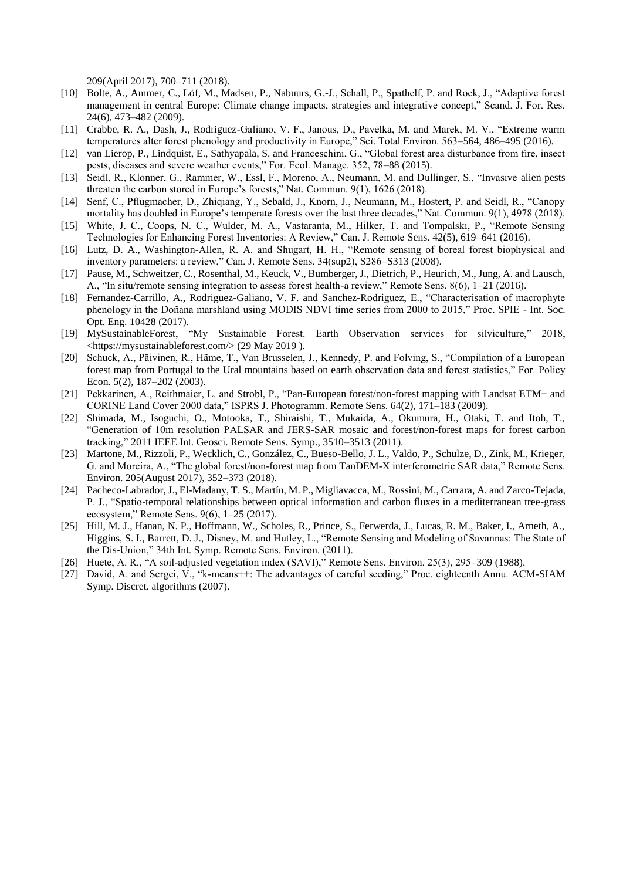209(April 2017), 700–711 (2018).

[10] Bolte, A., Ammer, C., Löf, M., Madsen, P., Nabuurs, G.-J., Schall, P., Spathelf, P. and Rock, J., "Adaptive forest management in central Europe: Climate change impacts, strategies and integrative concept," Scand. J. For. Res. 24(6), 473–482 (2009).

[11] Crabbe, R. A., Dash, J., Rodriguez-Galiano, V. F., Janous, D., Pavelka, M. and Marek, M. V., "Extreme warm temperatures alter forest phenology and productivity in Europe," Sci. Total Environ. 563–564, 486–495 (2016).

[12] van Lierop, P., Lindquist, E., Sathyapala, S. and Franceschini, G., "Global forest area disturbance from fire, insect pests, diseases and severe weather events," For. Ecol. Manage. 352, 78–88 (2015).

[13] Seidl, R., Klonner, G., Rammer, W., Essl, F., Moreno, A., Neumann, M. and Dullinger, S., "Invasive alien pests threaten the carbon stored in Europe's forests," Nat. Commun. 9(1), 1626 (2018).

[14] Senf, C., Pflugmacher, D., Zhiqiang, Y., Sebald, J., Knorn, J., Neumann, M., Hostert, P. and Seidl, R., "Canopy mortality has doubled in Europe's temperate forests over the last three decades," Nat. Commun. 9(1), 4978 (2018).

[15] White, J. C., Coops, N. C., Wulder, M. A., Vastaranta, M., Hilker, T. and Tompalski, P., "Remote Sensing Technologies for Enhancing Forest Inventories: A Review," Can. J. Remote Sens. 42(5), 619–641 (2016).

[16] Lutz, D. A., Washington-Allen, R. A. and Shugart, H. H., "Remote sensing of boreal forest biophysical and inventory parameters: a review," Can. J. Remote Sens. 34(sup2), S286–S313 (2008).

[17] Pause, M., Schweitzer, C., Rosenthal, M., Keuck, V., Bumberger, J., Dietrich, P., Heurich, M., Jung, A. and Lausch, A., "In situ/remote sensing integration to assess forest health-a review," Remote Sens. 8(6), 1–21 (2016).

[18] Fernandez-Carrillo, A., Rodriguez-Galiano, V. F. and Sanchez-Rodriguez, E., "Characterisation of macrophyte phenology in the Doñana marshland using MODIS NDVI time series from 2000 to 2015," Proc. SPIE - Int. Soc. Opt. Eng. 10428 (2017).

[19] MySustainableForest, "My Sustainable Forest. Earth Observation services for silviculture," 2018, <https://mysustainableforest.com/> (29 May 2019 ).

[20] Schuck, A., Päivinen, R., Häme, T., Van Brusselen, J., Kennedy, P. and Folving, S., "Compilation of a European forest map from Portugal to the Ural mountains based on earth observation data and forest statistics," For. Policy Econ. 5(2), 187–202 (2003).

[21] Pekkarinen, A., Reithmaier, L. and Strobl, P., "Pan-European forest/non-forest mapping with Landsat ETM+ and CORINE Land Cover 2000 data," ISPRS J. Photogramm. Remote Sens. 64(2), 171–183 (2009).

[22] Shimada, M., Isoguchi, O., Motooka, T., Shiraishi, T., Mukaida, A., Okumura, H., Otaki, T. and Itoh, T., "Generation of 10m resolution PALSAR and JERS-SAR mosaic and forest/non-forest maps for forest carbon tracking," 2011 IEEE Int. Geosci. Remote Sens. Symp., 3510–3513 (2011).

[23] Martone, M., Rizzoli, P., Wecklich, C., González, C., Bueso-Bello, J. L., Valdo, P., Schulze, D., Zink, M., Krieger, G. and Moreira, A., "The global forest/non-forest map from TanDEM-X interferometric SAR data," Remote Sens. Environ. 205(August 2017), 352–373 (2018).

[24] Pacheco-Labrador, J., El-Madany, T. S., Martín, M. P., Migliavacca, M., Rossini, M., Carrara, A. and Zarco-Tejada, P. J., "Spatio-temporal relationships between optical information and carbon fluxes in a mediterranean tree-grass ecosystem," Remote Sens. 9(6), 1–25 (2017).

[25] Hill, M. J., Hanan, N. P., Hoffmann, W., Scholes, R., Prince, S., Ferwerda, J., Lucas, R. M., Baker, I., Arneth, A., Higgins, S. I., Barrett, D. J., Disney, M. and Hutley, L., "Remote Sensing and Modeling of Savannas: The State of the Dis-Union," 34th Int. Symp. Remote Sens. Environ. (2011).

[26] Huete, A. R., "A soil-adjusted vegetation index (SAVI)," Remote Sens. Environ. 25(3), 295–309 (1988).

[27] David, A. and Sergei, V., "k-means++: The advantages of careful seeding," Proc. eighteenth Annu. ACM-SIAM Symp. Discret. algorithms (2007).